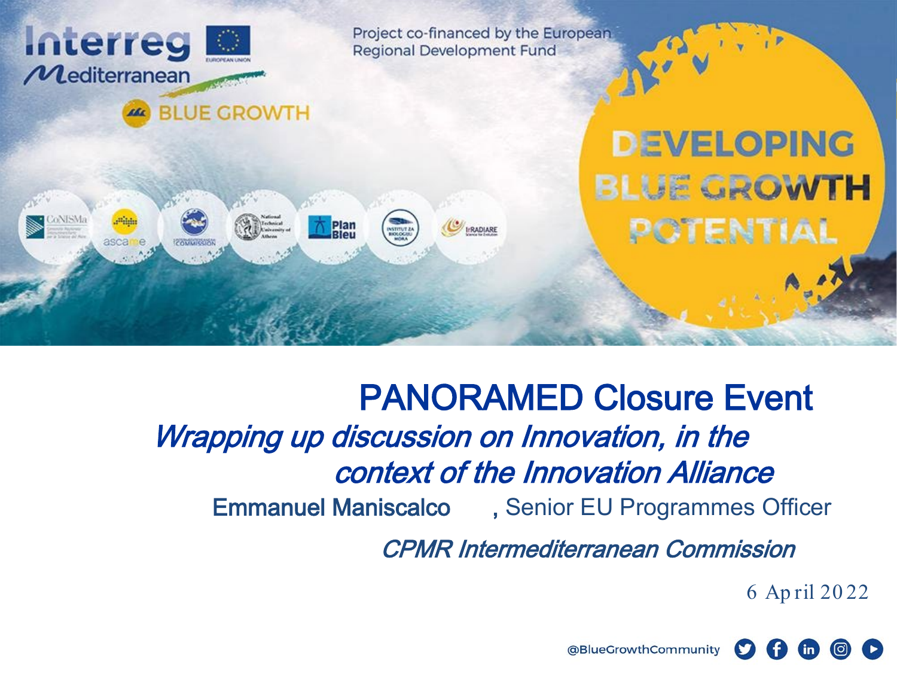Interreg Mediterranean

BLUE GROWTH

Project co-financed by the European Regional Development Fund

DEVELOPING BLUE GROWTH POTENTIAL

# PANORAMED Closure Event

## *Wrapping up discussion on Innovation, in the context of the Innovation Alliance*

Emmanuel Maniscalco, Senior EU Programmes Officer

*CPMR Intermediterranean Commission*

6 April 2022

@BlueGrowthCommunity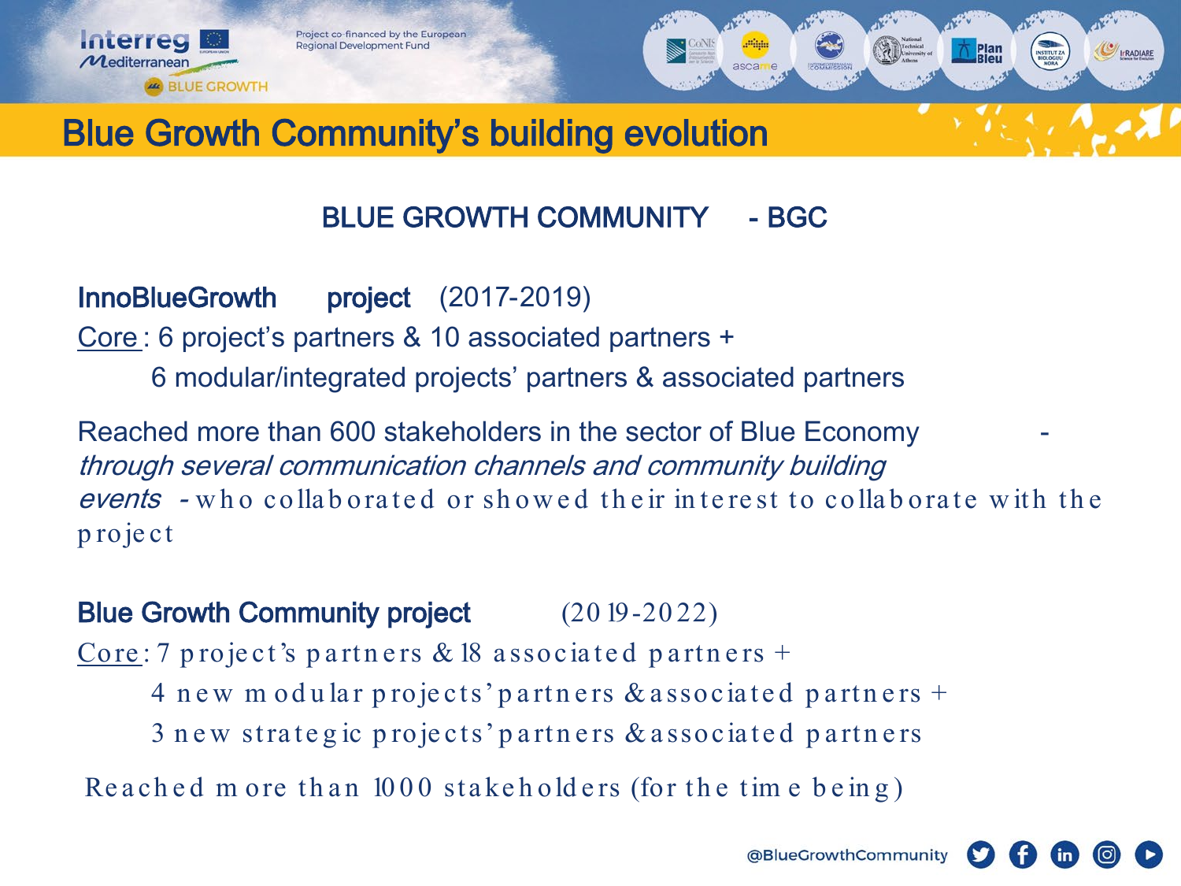# Blue Growth Community's building evolution

## BLUE GROWTH COMMUNITY - BGC

**InnoBlueGrowth project** (2017-2019)

Core: 6 project's partners & 10 associated partners +
6 modular/integrated projects' partners & associated partners

Reached more than 600 stakeholders in the sector of Blue Economy - *through several communication channels and community building events* - who collaborated or showed their interest to collaborate with the project

**Blue Growth Community project** (2019-2022)

Core: 7 project's partners & 18 associated partners +
4 new modular projects' partners & associated partners +
3 new strategic projects' partners & associated partners

Reached more than 1000 stakeholders (for the time being)

@BlueGrowthCommunity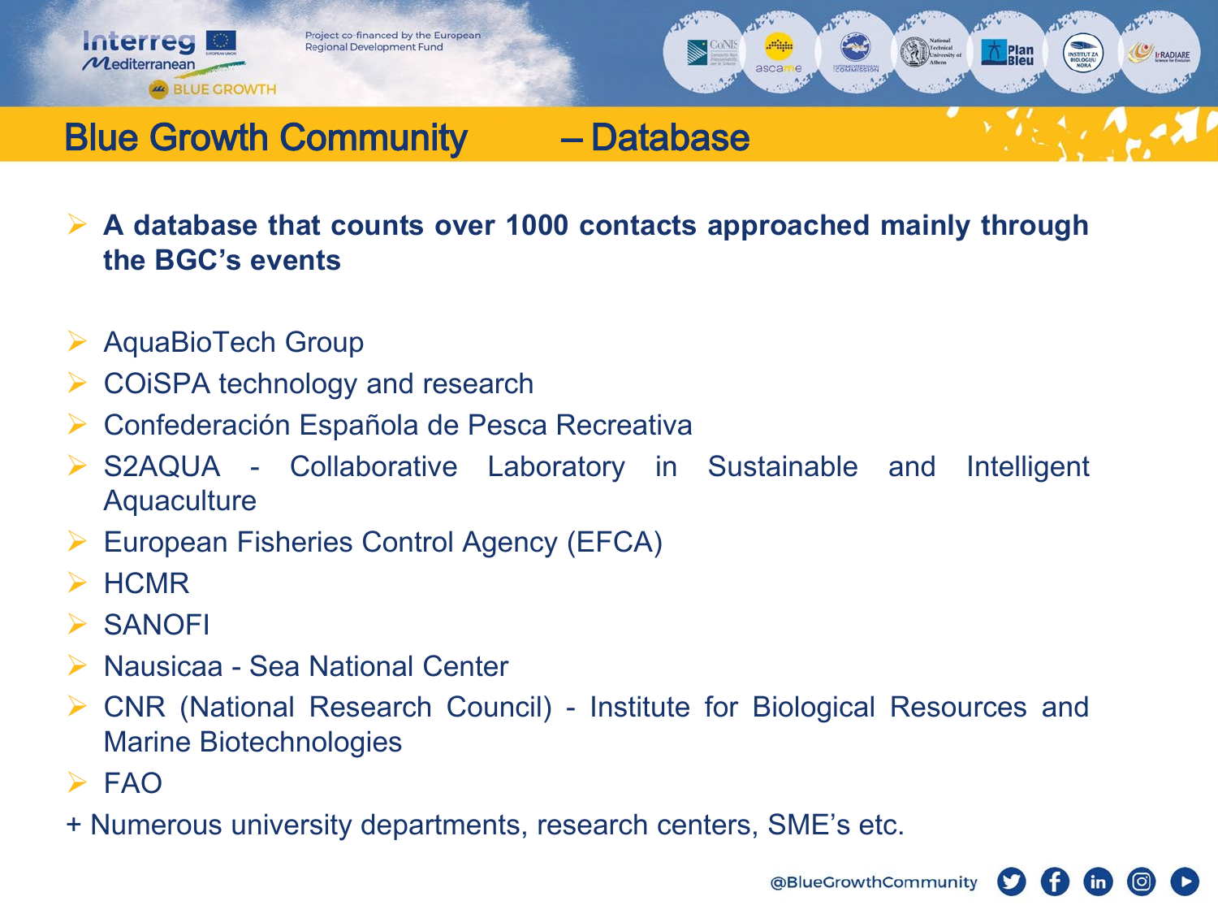# Blue Growth Community – Database

- **A database that counts over 1000 contacts approached mainly through the BGC's events**

- AquaBioTech Group
- COiSPA technology and research
- Confederación Española de Pesca Recreativa
- S2AQUA - Collaborative Laboratory in Sustainable and Intelligent Aquaculture
- European Fisheries Control Agency (EFCA)
- HCMR
- SANOFI
- Nausicaa - Sea National Center
- CNR (National Research Council) - Institute for Biological Resources and Marine Biotechnologies
- FAO

+ Numerous university departments, research centers, SME's etc.

@BlueGrowthCommunity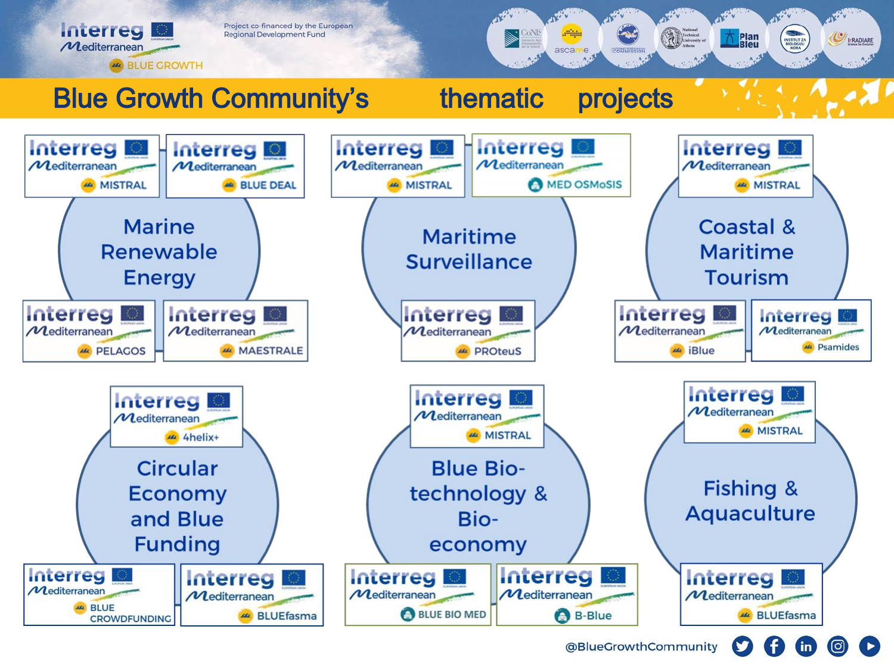Interreg Mediterranean BLUE GROWTH

Project co-financed by the European Regional Development Fund

# Blue Growth Community's thematic projects

## Marine Renewable Energy

- MISTRAL
- BLUE DEAL
- PELAGOS
- MAESTRALE

## Maritime Surveillance

- MISTRAL
- MED OSMoSIS
- PROteuS

## Coastal & Maritime Tourism

- MISTRAL
- iBlue
- Psamides

## Circular Economy and Blue Funding

- 4helix+
- BLUE CROWDFUNDING
- BLUEfasma

## Blue Bio-technology & Bio-economy

- MISTRAL
- BLUE BIO MED
- B-Blue

## Fishing & Aquaculture

- MISTRAL
- BLUEfasma

@BlueGrowthCommunity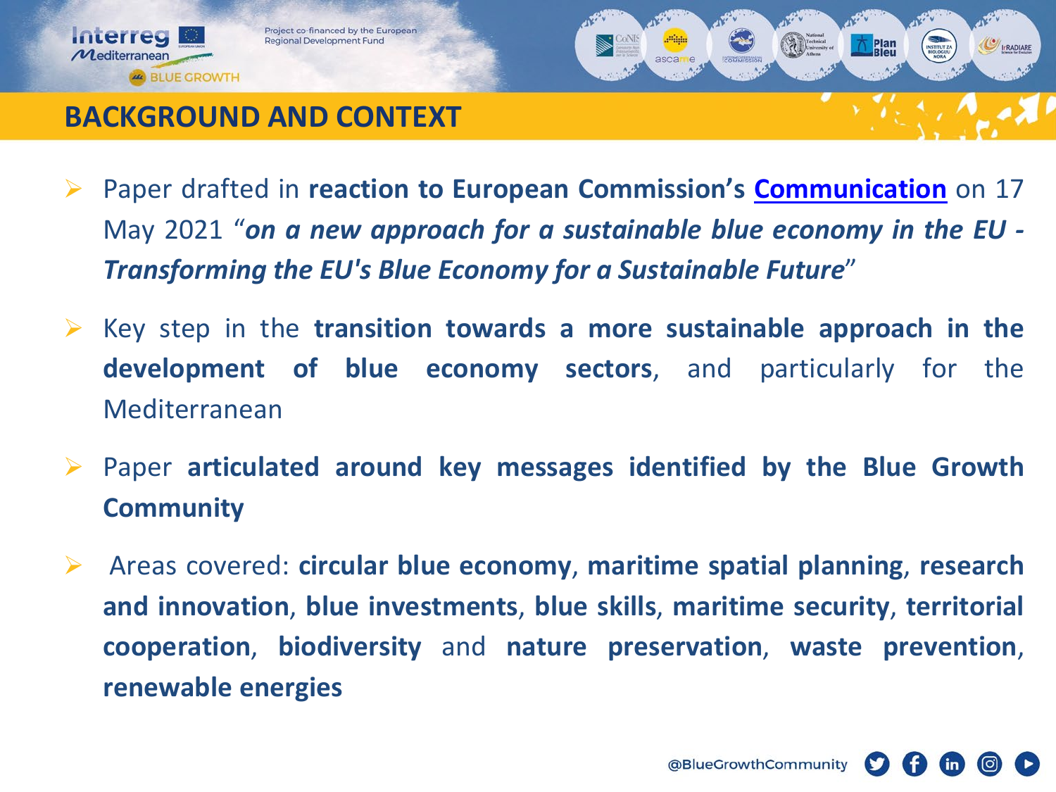# BACKGROUND AND CONTEXT

- Paper drafted in **reaction to European Commission's Communication** on 17 May 2021 "***on a new approach for a sustainable blue economy in the EU - Transforming the EU's Blue Economy for a Sustainable Future***"
- Key step in the **transition towards a more sustainable approach in the development of blue economy sectors**, and particularly for the Mediterranean
- Paper **articulated around key messages identified by the Blue Growth Community**
- Areas covered: **circular blue economy**, **maritime spatial planning**, **research and innovation**, **blue investments**, **blue skills**, **maritime security**, **territorial cooperation**, **biodiversity** and **nature preservation**, **waste prevention**, **renewable energies**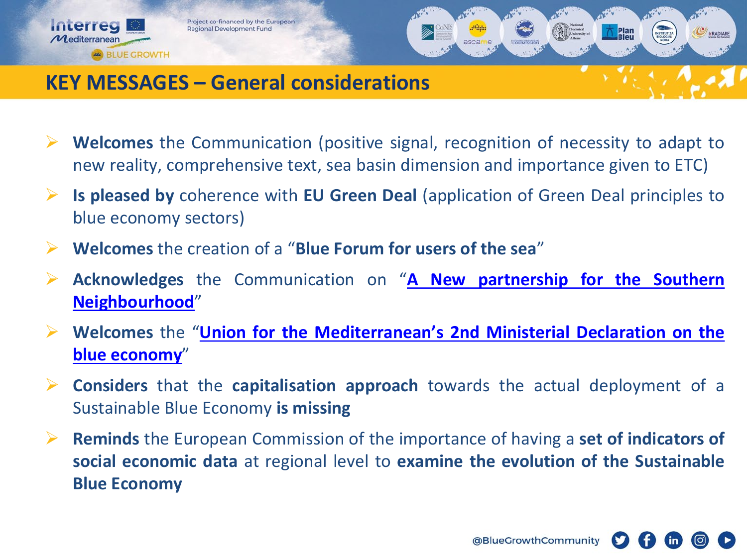# KEY MESSAGES – General considerations

- **Welcomes** the Communication (positive signal, recognition of necessity to adapt to new reality, comprehensive text, sea basin dimension and importance given to ETC)
- **Is pleased by** coherence with **EU Green Deal** (application of Green Deal principles to blue economy sectors)
- **Welcomes** the creation of a "**Blue Forum for users of the sea**"
- **Acknowledges** the Communication on "**A New partnership for the Southern Neighbourhood**"
- **Welcomes** the "**Union for the Mediterranean's 2nd Ministerial Declaration on the blue economy**"
- **Considers** that the **capitalisation approach** towards the actual deployment of a Sustainable Blue Economy **is missing**
- **Reminds** the European Commission of the importance of having a **set of indicators of social economic data** at regional level to **examine the evolution of the Sustainable Blue Economy**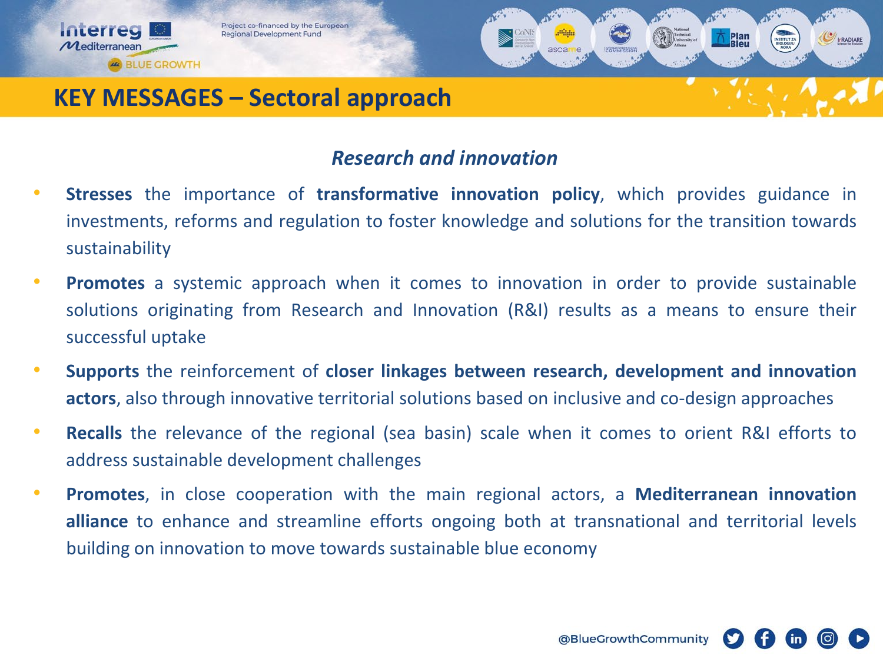# KEY MESSAGES – Sectoral approach

## *Research and innovation*

- **Stresses** the importance of **transformative innovation policy**, which provides guidance in investments, reforms and regulation to foster knowledge and solutions for the transition towards sustainability
- **Promotes** a systemic approach when it comes to innovation in order to provide sustainable solutions originating from Research and Innovation (R&I) results as a means to ensure their successful uptake
- **Supports** the reinforcement of **closer linkages between research, development and innovation actors**, also through innovative territorial solutions based on inclusive and co-design approaches
- **Recalls** the relevance of the regional (sea basin) scale when it comes to orient R&I efforts to address sustainable development challenges
- **Promotes**, in close cooperation with the main regional actors, a **Mediterranean innovation alliance** to enhance and streamline efforts ongoing both at transnational and territorial levels building on innovation to move towards sustainable blue economy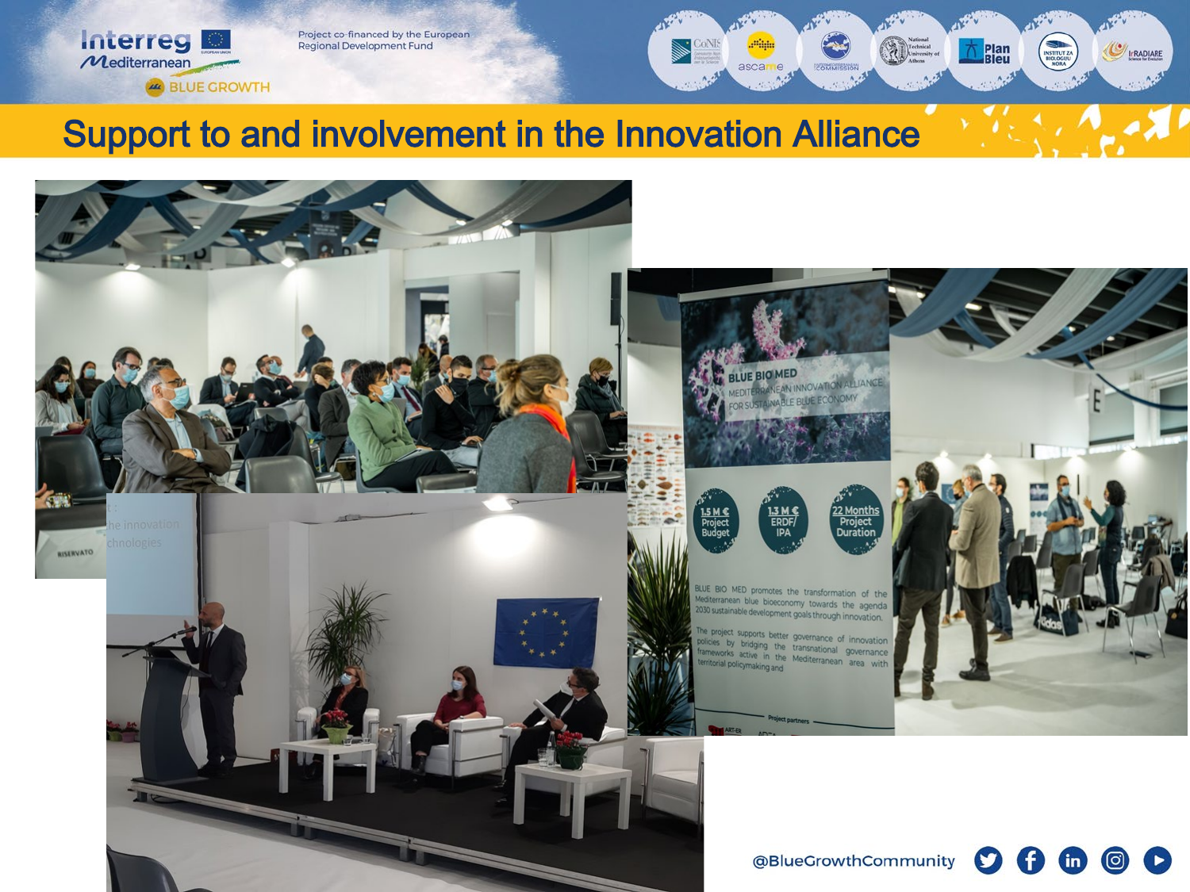Interreg Mediterranean

BLUE GROWTH

Project co-financed by the European Regional Development Fund

# Support to and involvement in the Innovation Alliance

BLUE BIO MED

MEDITERRANEAN INNOVATION ALLIANCE FOR SUSTAINABLE BLUE ECONOMY

1.5 M € Project Budget

1.3 M € ERDF/ IPA

22 Months Project Duration

BLUE BIO MED promotes the transformation of the Mediterranean blue bioeconomy towards the agenda 2030 sustainable development goals through innovation.

The project supports better governance of innovation policies by bridging the transnational governance frameworks active in the Mediterranean area with territorial policymaking and

@BlueGrowthCommunity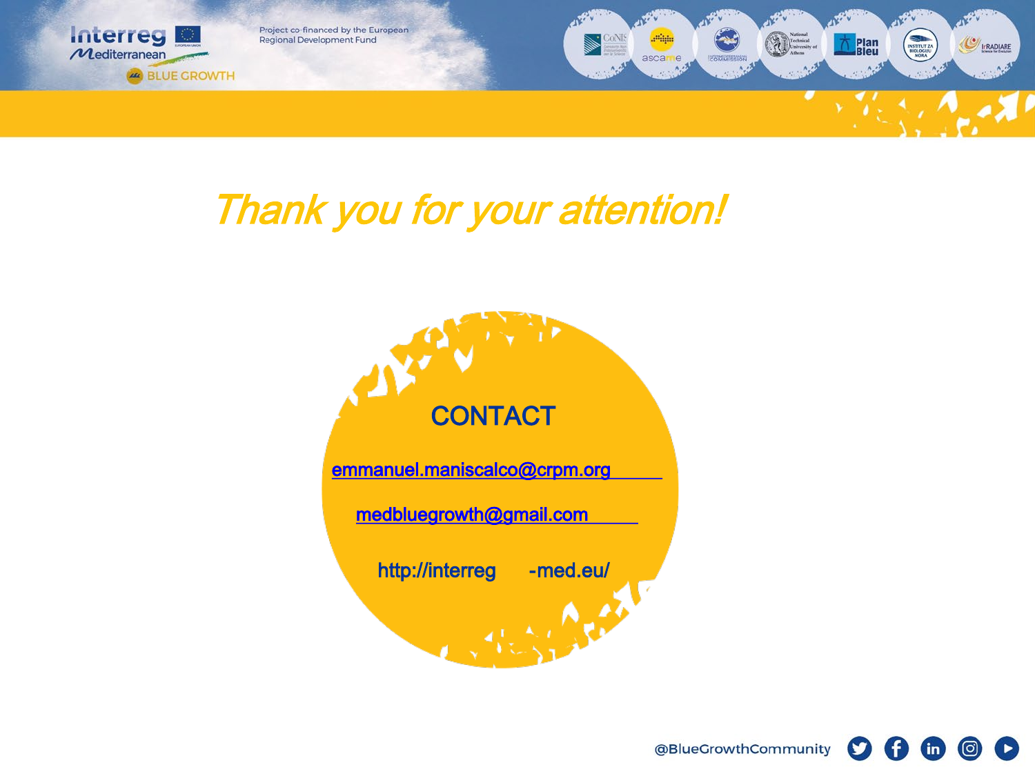Interreg Mediterranean

BLUE GROWTH

Project co-financed by the European Regional Development Fund

# *Thank you for your attention!*

## CONTACT

emmanuel.maniscalco@crpm.org

medbluegrowth@gmail.com

http://interreg -med.eu/

@BlueGrowthCommunity